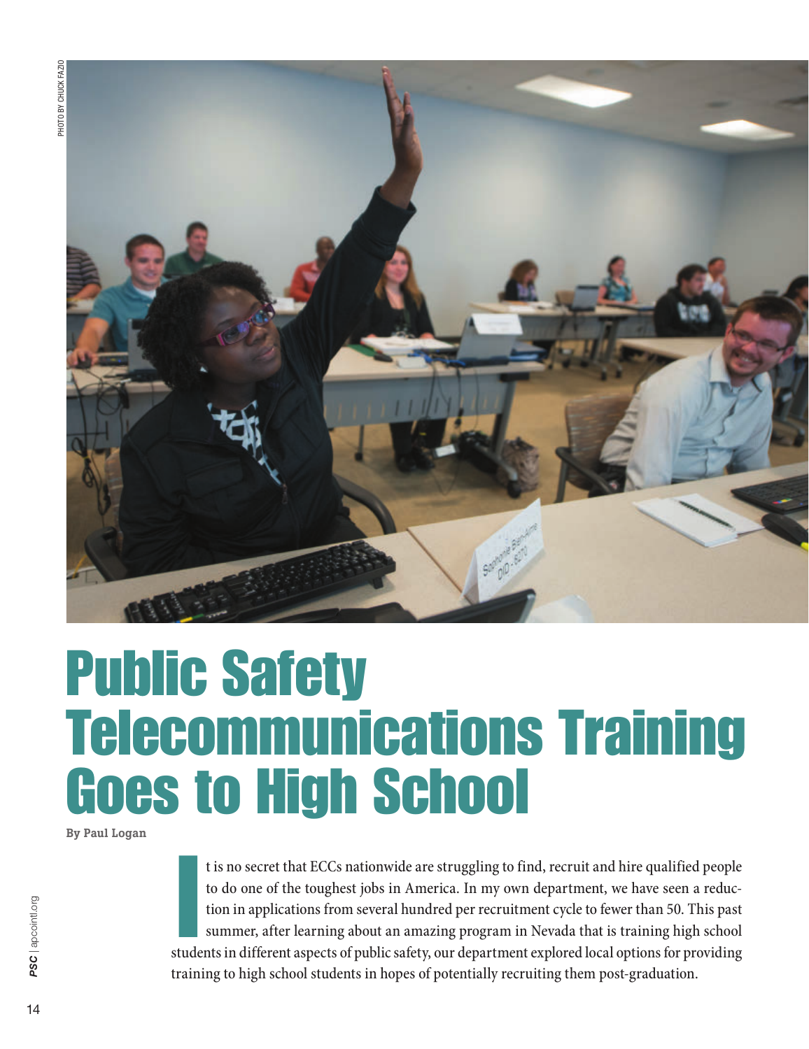PHOTO BY CHUCK FAZIO

# Public Safety Telecommunications Training Goes to High School

**By Paul Logan**

It is no secret that ECCs nationwide are struggling to find, recruit and hire qualified people to do one of the toughest jobs in America. In my own department, we have seen a reduction in applications from several hundred per recruitment cycle to fewer than 50. This past summer, after learning about an amazing program in Nevada that is training high school students in different aspects of public safety, our department explored local options for providing training to high school students in hopes of potentially recruiting them post-graduation.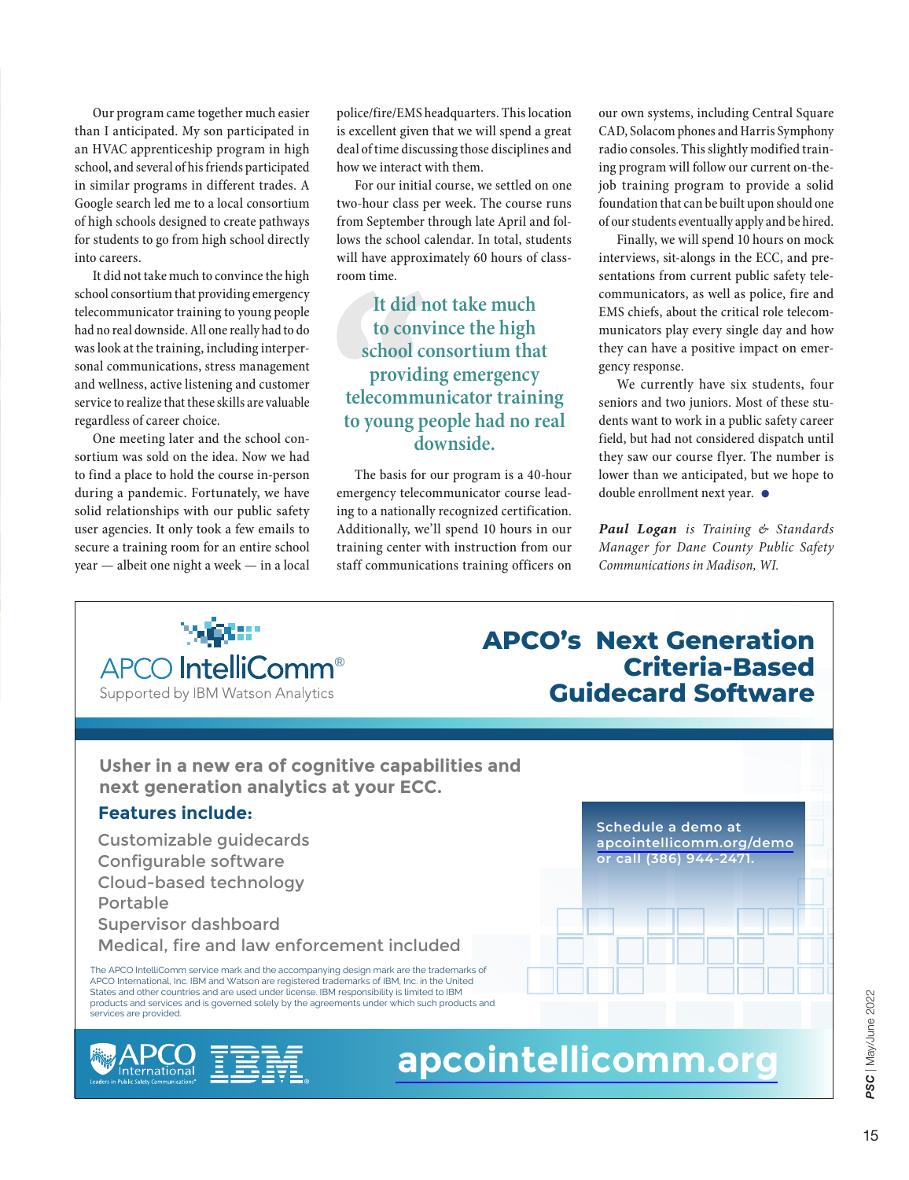Our program came together much easier than I anticipated. My son participated in an HVAC apprenticeship program in high school, and several of his friends participated in similar programs in different trades. A Google search led me to a local consortium of high schools designed to create pathways for students to go from high school directly into careers.

It did not take much to convince the high school consortium that providing emergency telecommunicator training to young people had no real downside. All one really had to do was look at the training, including interpersonal communications, stress management and wellness, active listening and customer service to realize that these skills are valuable regardless of career choice.

One meeting later and the school consortium was sold on the idea. Now we had to find a place to hold the course in-person during a pandemic. Fortunately, we have solid relationships with our public safety user agencies. It only took a few emails to secure a training room for an entire school year — albeit one night a week — in a local police/fire/EMS headquarters. This location is excellent given that we will spend a great deal of time discussing those disciplines and how we interact with them.

For our initial course, we settled on one two-hour class per week. The course runs from September through late April and follows the school calendar. In total, students will have approximately 60 hours of classroom time.

> It did not take much to convince the high school consortium that providing emergency telecommunicator training to young people had no real downside.

The basis for our program is a 40-hour emergency telecommunicator course leading to a nationally recognized certification. Additionally, we'll spend 10 hours in our training center with instruction from our staff communications training officers on our own systems, including Central Square CAD, Solacom phones and Harris Symphony radio consoles. This slightly modified training program will follow our current on-the-job training program to provide a solid foundation that can be built upon should one of our students eventually apply and be hired.

Finally, we will spend 10 hours on mock interviews, sit-alongs in the ECC, and presentations from current public safety telecommunicators, as well as police, fire and EMS chiefs, about the critical role telecommunicators play every single day and how they can have a positive impact on emergency response.

We currently have six students, four seniors and two juniors. Most of these students want to work in a public safety career field, but had not considered dispatch until they saw our course flyer. The number is lower than we anticipated, but we hope to double enrollment next year. ●

***Paul Logan** is Training & Standards Manager for Dane County Public Safety Communications in Madison, WI.*

---

APCO IntelliComm®
Supported by IBM Watson Analytics

## APCO's Next Generation Criteria-Based Guidecard Software

**Usher in a new era of cognitive capabilities and next generation analytics at your ECC.**

**Features include:**

- Customizable guidecards
- Configurable software
- Cloud-based technology
- Portable
- Supervisor dashboard
- Medical, fire and law enforcement included

Schedule a demo at apcointellicomm.org/demo or call (386) 944-2471.

The APCO IntelliComm service mark and the accompanying design mark are the trademarks of APCO International, Inc. IBM and Watson are registered trademarks of IBM, Inc. in the United States and other countries and are used under license. IBM responsibility is limited to IBM products and services and is governed solely by the agreements under which such products and services are provided.

APCO International — Leaders in Public Safety Communications® | IBM

**apcointellicomm.org**